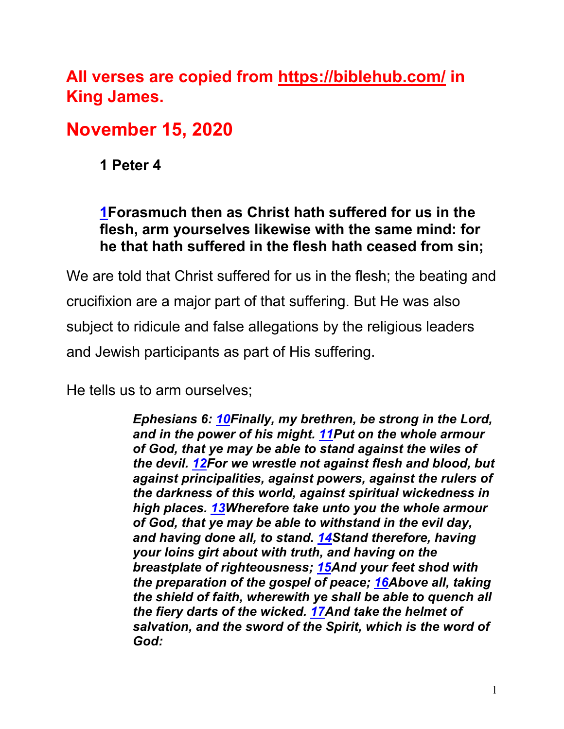## All verses are copied from https://biblehub.com/ in King James.

# November 15, 2020

**1 Peter 4**

**1Forasmuch then as Christ hath suffered for us in the flesh, arm yourselves likewise with the same mind: for he that hath suffered in the flesh hath ceased from sin;**

We are told that Christ suffered for us in the flesh; the beating and crucifixion are a major part of that suffering. But He was also subject to ridicule and false allegations by the religious leaders and Jewish participants as part of His suffering.

He tells us to arm ourselves;

> ***Ephesians 6: 10Finally, my brethren, be strong in the Lord, and in the power of his might. 11Put on the whole armour of God, that ye may be able to stand against the wiles of the devil. 12For we wrestle not against flesh and blood, but against principalities, against powers, against the rulers of the darkness of this world, against spiritual wickedness in high places. 13Wherefore take unto you the whole armour of God, that ye may be able to withstand in the evil day, and having done all, to stand. 14Stand therefore, having your loins girt about with truth, and having on the breastplate of righteousness; 15And your feet shod with the preparation of the gospel of peace; 16Above all, taking the shield of faith, wherewith ye shall be able to quench all the fiery darts of the wicked. 17And take the helmet of salvation, and the sword of the Spirit, which is the word of God:***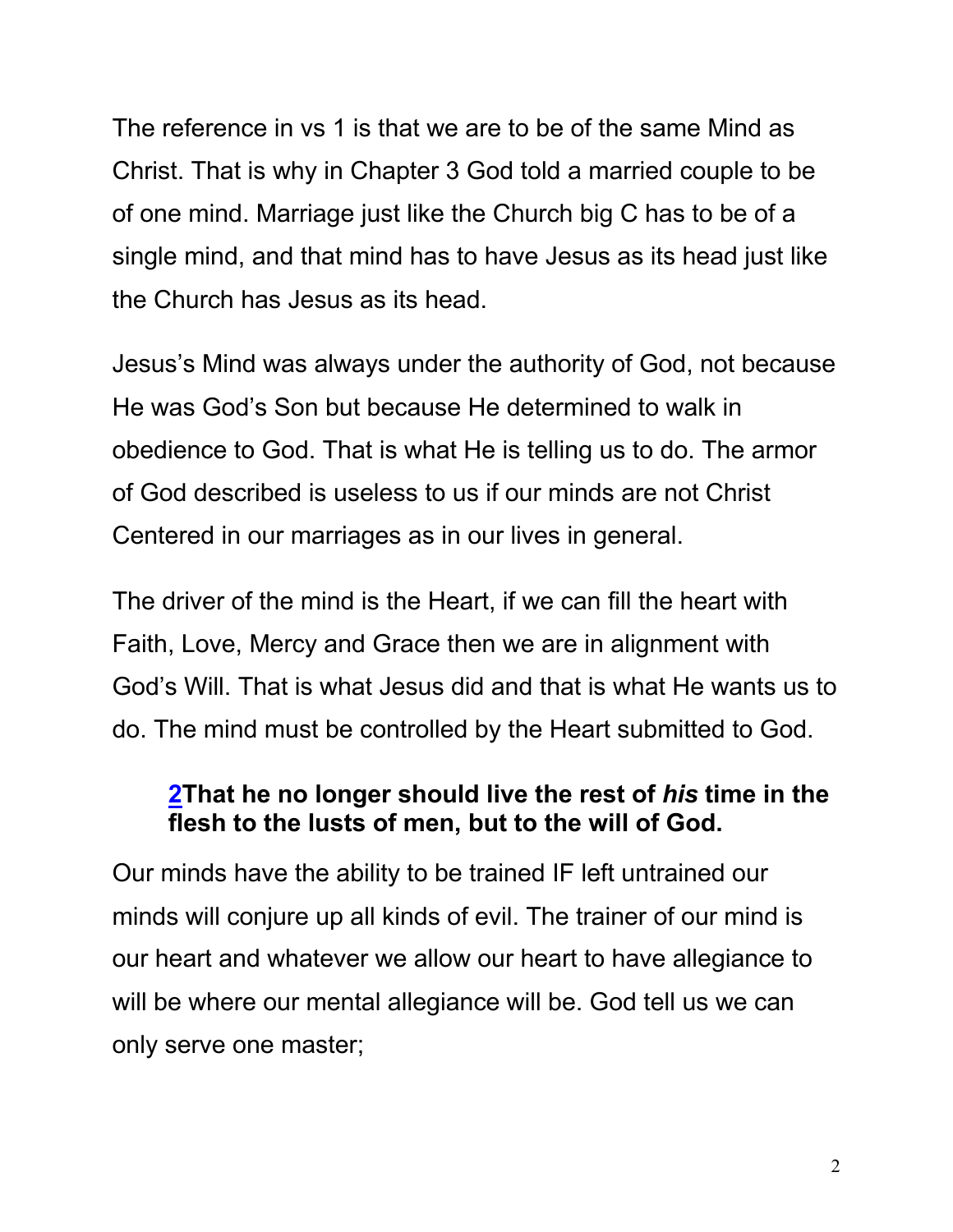The reference in vs 1 is that we are to be of the same Mind as Christ. That is why in Chapter 3 God told a married couple to be of one mind. Marriage just like the Church big C has to be of a single mind, and that mind has to have Jesus as its head just like the Church has Jesus as its head.

Jesus's Mind was always under the authority of God, not because He was God's Son but because He determined to walk in obedience to God. That is what He is telling us to do. The armor of God described is useless to us if our minds are not Christ Centered in our marriages as in our lives in general.

The driver of the mind is the Heart, if we can fill the heart with Faith, Love, Mercy and Grace then we are in alignment with God's Will. That is what Jesus did and that is what He wants us to do. The mind must be controlled by the Heart submitted to God.

> **2That he no longer should live the rest of *his* time in the flesh to the lusts of men, but to the will of God.**

Our minds have the ability to be trained IF left untrained our minds will conjure up all kinds of evil. The trainer of our mind is our heart and whatever we allow our heart to have allegiance to will be where our mental allegiance will be. God tell us we can only serve one master;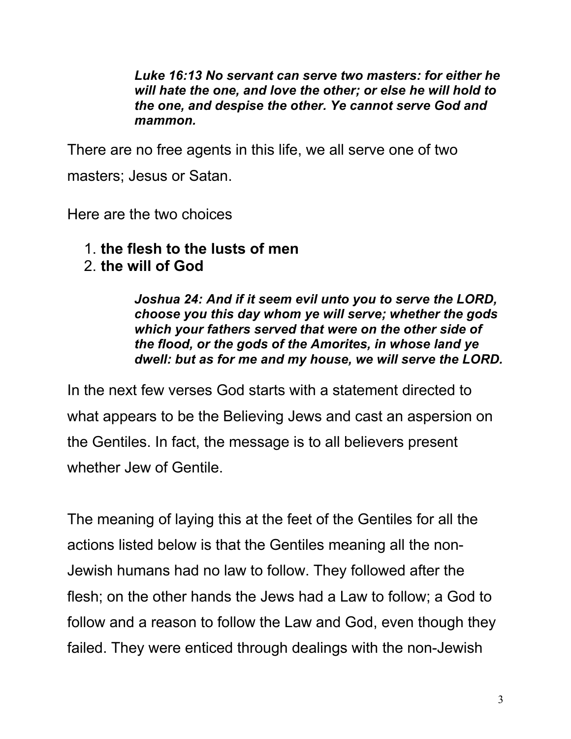> ***Luke 16:13 No servant can serve two masters: for either he will hate the one, and love the other; or else he will hold to the one, and despise the other. Ye cannot serve God and mammon.***

There are no free agents in this life, we all serve one of two masters; Jesus or Satan.

Here are the two choices

1. **the flesh to the lusts of men**
2. **the will of God**

> ***Joshua 24: And if it seem evil unto you to serve the LORD, choose you this day whom ye will serve; whether the gods which your fathers served that were on the other side of the flood, or the gods of the Amorites, in whose land ye dwell: but as for me and my house, we will serve the LORD.***

In the next few verses God starts with a statement directed to what appears to be the Believing Jews and cast an aspersion on the Gentiles. In fact, the message is to all believers present whether Jew of Gentile.

The meaning of laying this at the feet of the Gentiles for all the actions listed below is that the Gentiles meaning all the non-Jewish humans had no law to follow. They followed after the flesh; on the other hands the Jews had a Law to follow; a God to follow and a reason to follow the Law and God, even though they failed. They were enticed through dealings with the non-Jewish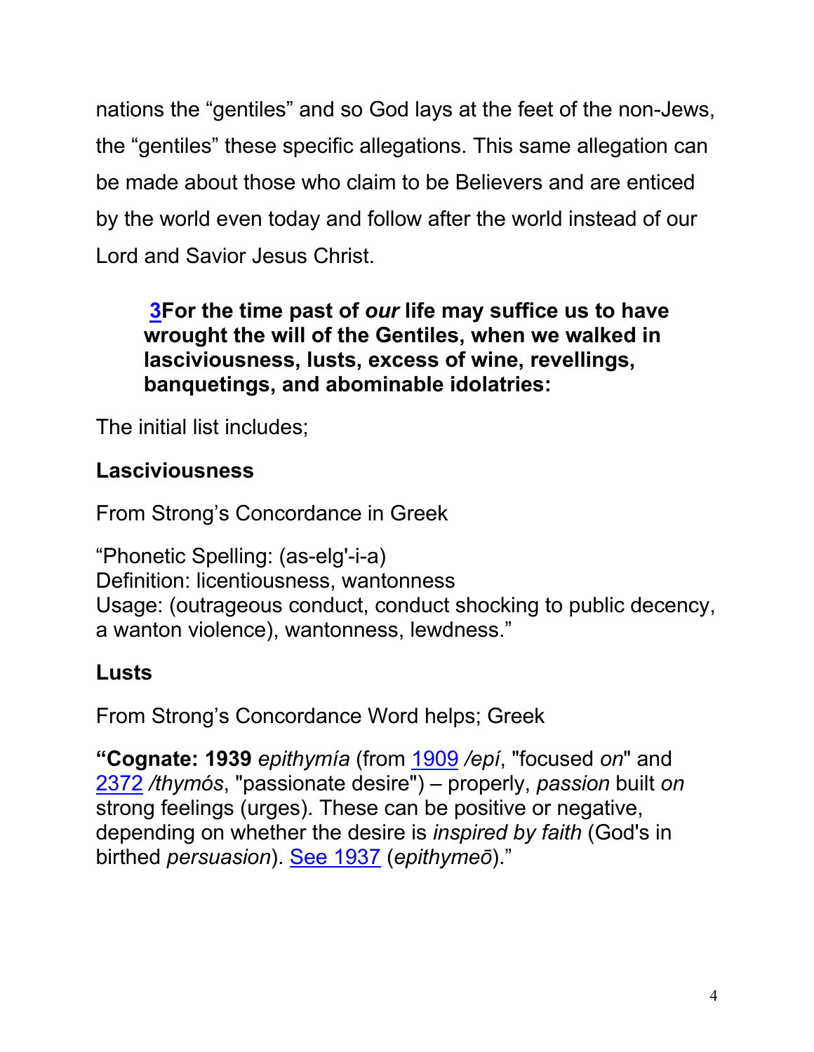nations the “gentiles” and so God lays at the feet of the non-Jews, the “gentiles” these specific allegations. This same allegation can be made about those who claim to be Believers and are enticed by the world even today and follow after the world instead of our Lord and Savior Jesus Christ.

> **3For the time past of *our* life may suffice us to have wrought the will of the Gentiles, when we walked in lasciviousness, lusts, excess of wine, revellings, banquetings, and abominable idolatries:**

The initial list includes;

**Lasciviousness**

From Strong’s Concordance in Greek

“Phonetic Spelling: (as-elg'-i-a)
Definition: licentiousness, wantonness
Usage: (outrageous conduct, conduct shocking to public decency, a wanton violence), wantonness, lewdness.”

**Lusts**

From Strong’s Concordance Word helps; Greek

**“Cognate: 1939** *epithymía* (from 1909 */epí*, "focused *on*" and 2372 */thymós*, "passionate desire") – properly, *passion* built *on* strong feelings (urges). These can be positive or negative, depending on whether the desire is *inspired by faith* (God's in birthed *persuasion*). See 1937 (*epithymeō*).”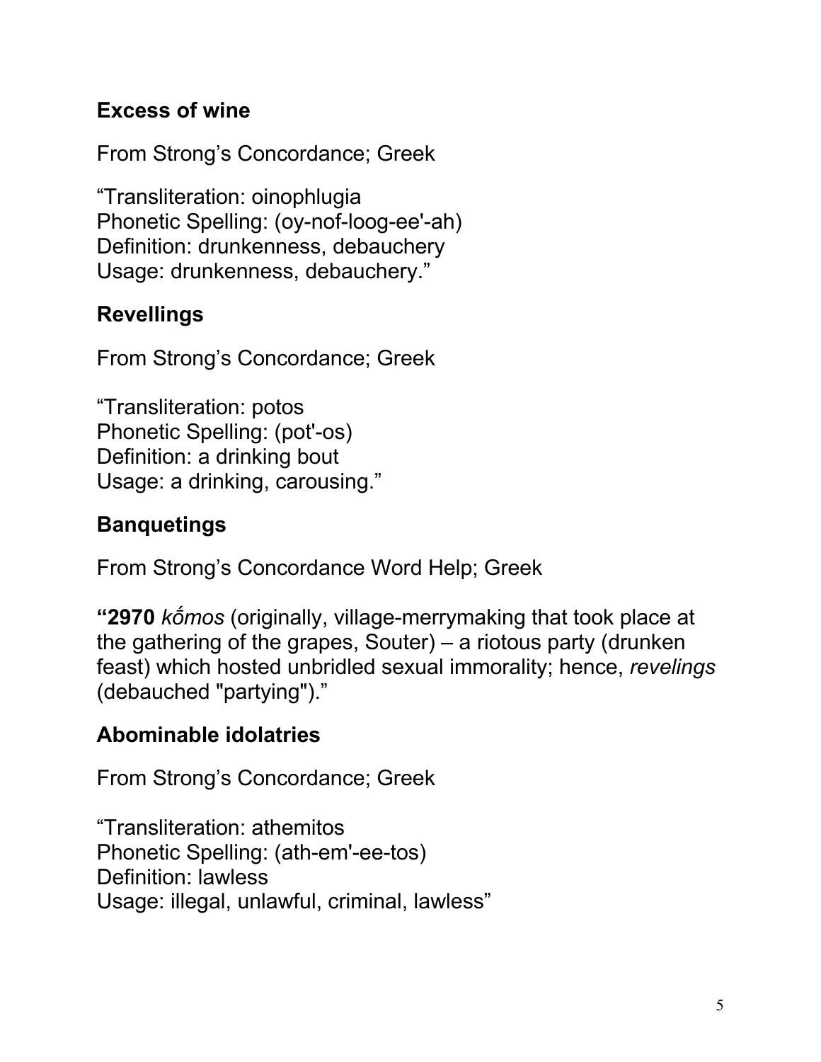### Excess of wine

From Strong's Concordance; Greek

"Transliteration: oinophlugia
Phonetic Spelling: (oy-nof-loog-ee'-ah)
Definition: drunkenness, debauchery
Usage: drunkenness, debauchery."

### Revellings

From Strong's Concordance; Greek

"Transliteration: potos
Phonetic Spelling: (pot'-os)
Definition: a drinking bout
Usage: a drinking, carousing."

### Banquetings

From Strong's Concordance Word Help; Greek

**"2970** *kṓmos* (originally, village-merrymaking that took place at the gathering of the grapes, Souter) – a riotous party (drunken feast) which hosted unbridled sexual immorality; hence, *revelings* (debauched "partying")."

### Abominable idolatries

From Strong's Concordance; Greek

"Transliteration: athemitos
Phonetic Spelling: (ath-em'-ee-tos)
Definition: lawless
Usage: illegal, unlawful, criminal, lawless"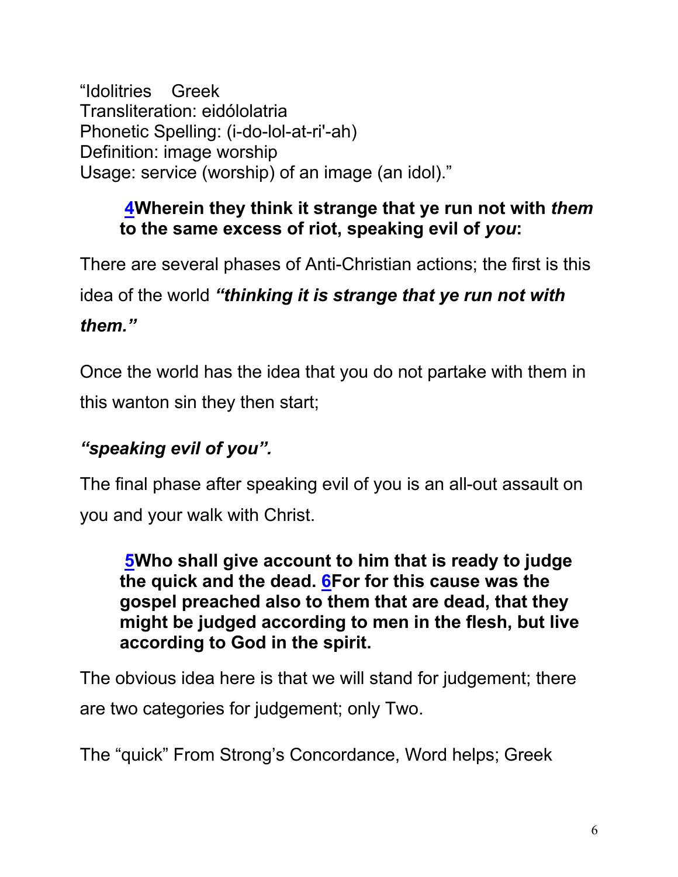“Idolitries Greek
Transliteration: eidólolatria
Phonetic Spelling: (i-do-lol-at-ri'-ah)
Definition: image worship
Usage: service (worship) of an image (an idol).”

> **4Wherein they think it strange that ye run not with *them* to the same excess of riot, speaking evil of *you*:**

There are several phases of Anti-Christian actions; the first is this idea of the world ***“thinking it is strange that ye run not with them.”***

Once the world has the idea that you do not partake with them in this wanton sin they then start;

***“speaking evil of you”.***

The final phase after speaking evil of you is an all-out assault on you and your walk with Christ.

> **5Who shall give account to him that is ready to judge the quick and the dead. 6For for this cause was the gospel preached also to them that are dead, that they might be judged according to men in the flesh, but live according to God in the spirit.**

The obvious idea here is that we will stand for judgement; there are two categories for judgement; only Two.

The “quick” From Strong’s Concordance, Word helps; Greek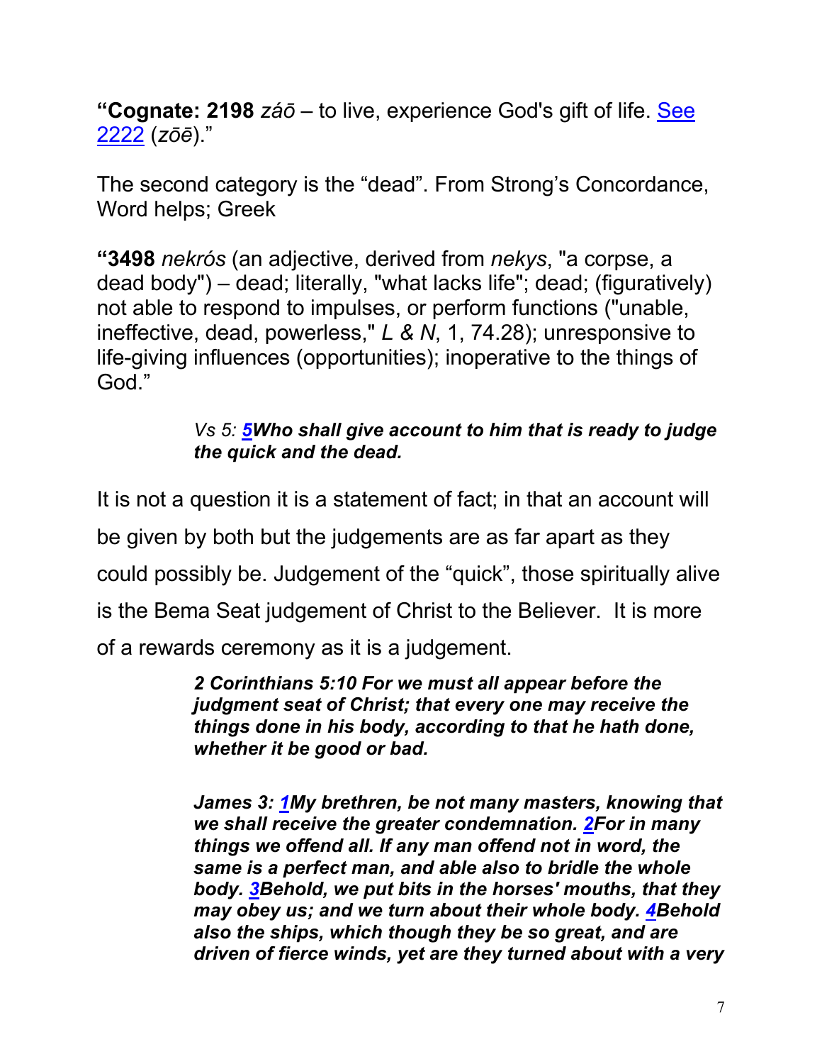**“Cognate: 2198** *záō* – to live, experience God's gift of life. See 2222 (*zōē*).”

The second category is the “dead”. From Strong’s Concordance, Word helps; Greek

**“3498** *nekrós* (an adjective, derived from *nekys*, "a corpse, a dead body") – dead; literally, "what lacks life"; dead; (figuratively) not able to respond to impulses, or perform functions ("unable, ineffective, dead, powerless," *L & N*, 1, 74.28); unresponsive to life-giving influences (opportunities); inoperative to the things of God.”

> *Vs 5:* ***5Who shall give account to him that is ready to judge the quick and the dead.***

It is not a question it is a statement of fact; in that an account will be given by both but the judgements are as far apart as they could possibly be. Judgement of the “quick”, those spiritually alive is the Bema Seat judgement of Christ to the Believer. It is more of a rewards ceremony as it is a judgement.

> ***2 Corinthians 5:10 For we must all appear before the judgment seat of Christ; that every one may receive the things done in his body, according to that he hath done, whether it be good or bad.***

> ***James 3: 1My brethren, be not many masters, knowing that we shall receive the greater condemnation. 2For in many things we offend all. If any man offend not in word, the same is a perfect man, and able also to bridle the whole body. 3Behold, we put bits in the horses' mouths, that they may obey us; and we turn about their whole body. 4Behold also the ships, which though they be so great, and are driven of fierce winds, yet are they turned about with a very***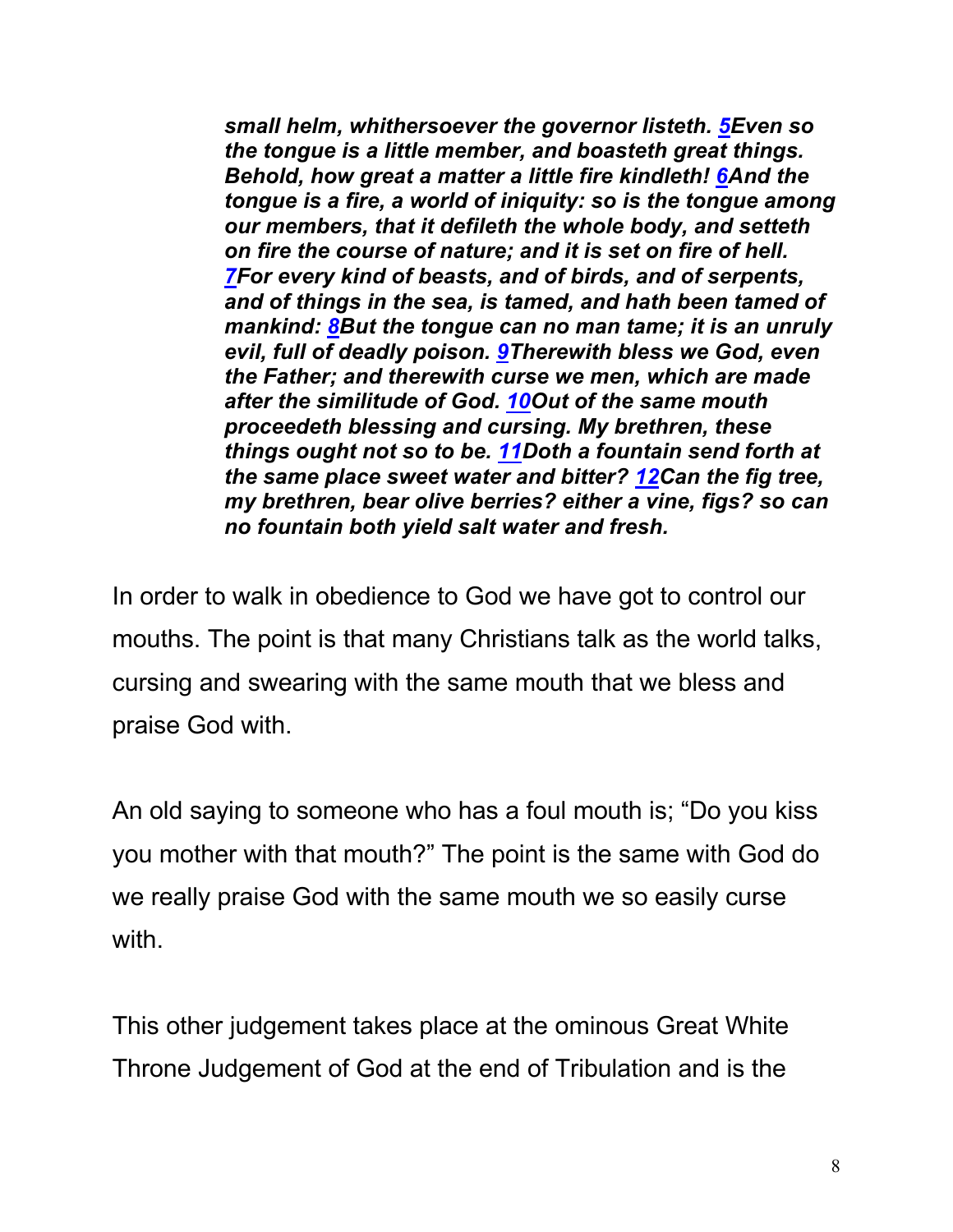***small helm, whithersoever the governor listeth. 5Even so the tongue is a little member, and boasteth great things. Behold, how great a matter a little fire kindleth! 6And the tongue is a fire, a world of iniquity: so is the tongue among our members, that it defileth the whole body, and setteth on fire the course of nature; and it is set on fire of hell. 7For every kind of beasts, and of birds, and of serpents, and of things in the sea, is tamed, and hath been tamed of mankind: 8But the tongue can no man tame; it is an unruly evil, full of deadly poison. 9Therewith bless we God, even the Father; and therewith curse we men, which are made after the similitude of God. 10Out of the same mouth proceedeth blessing and cursing. My brethren, these things ought not so to be. 11Doth a fountain send forth at the same place sweet water and bitter? 12Can the fig tree, my brethren, bear olive berries? either a vine, figs? so can no fountain both yield salt water and fresh.***

In order to walk in obedience to God we have got to control our mouths. The point is that many Christians talk as the world talks, cursing and swearing with the same mouth that we bless and praise God with.

An old saying to someone who has a foul mouth is; "Do you kiss you mother with that mouth?" The point is the same with God do we really praise God with the same mouth we so easily curse with.

This other judgement takes place at the ominous Great White Throne Judgement of God at the end of Tribulation and is the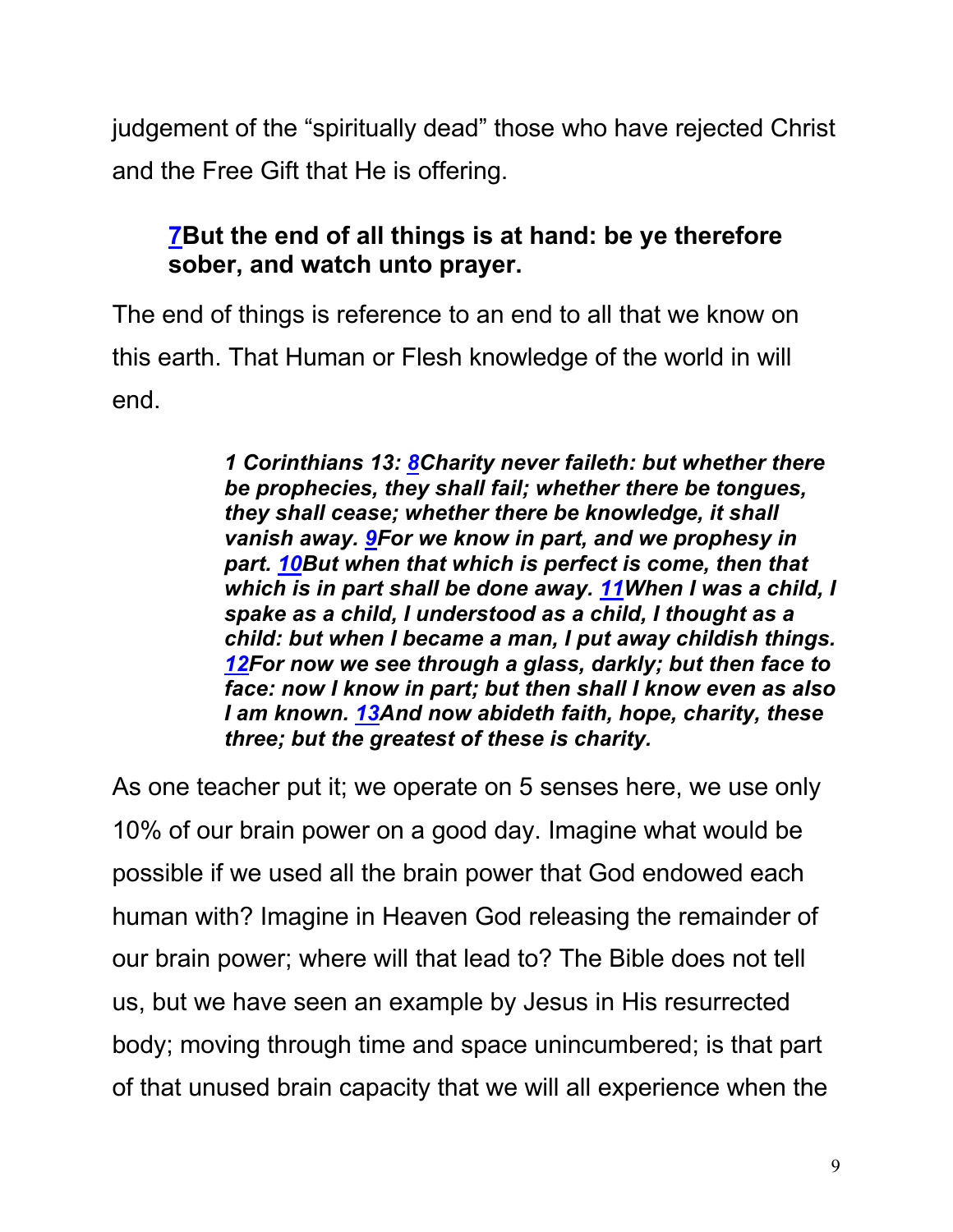judgement of the “spiritually dead” those who have rejected Christ and the Free Gift that He is offering.

> **7But the end of all things is at hand: be ye therefore sober, and watch unto prayer.**

The end of things is reference to an end to all that we know on this earth. That Human or Flesh knowledge of the world in will end.

> ***1 Corinthians 13: 8Charity never faileth: but whether there be prophecies, they shall fail; whether there be tongues, they shall cease; whether there be knowledge, it shall vanish away. 9For we know in part, and we prophesy in part. 10But when that which is perfect is come, then that which is in part shall be done away. 11When I was a child, I spake as a child, I understood as a child, I thought as a child: but when I became a man, I put away childish things. 12For now we see through a glass, darkly; but then face to face: now I know in part; but then shall I know even as also I am known. 13And now abideth faith, hope, charity, these three; but the greatest of these is charity.***

As one teacher put it; we operate on 5 senses here, we use only 10% of our brain power on a good day. Imagine what would be possible if we used all the brain power that God endowed each human with? Imagine in Heaven God releasing the remainder of our brain power; where will that lead to? The Bible does not tell us, but we have seen an example by Jesus in His resurrected body; moving through time and space unincumbered; is that part of that unused brain capacity that we will all experience when the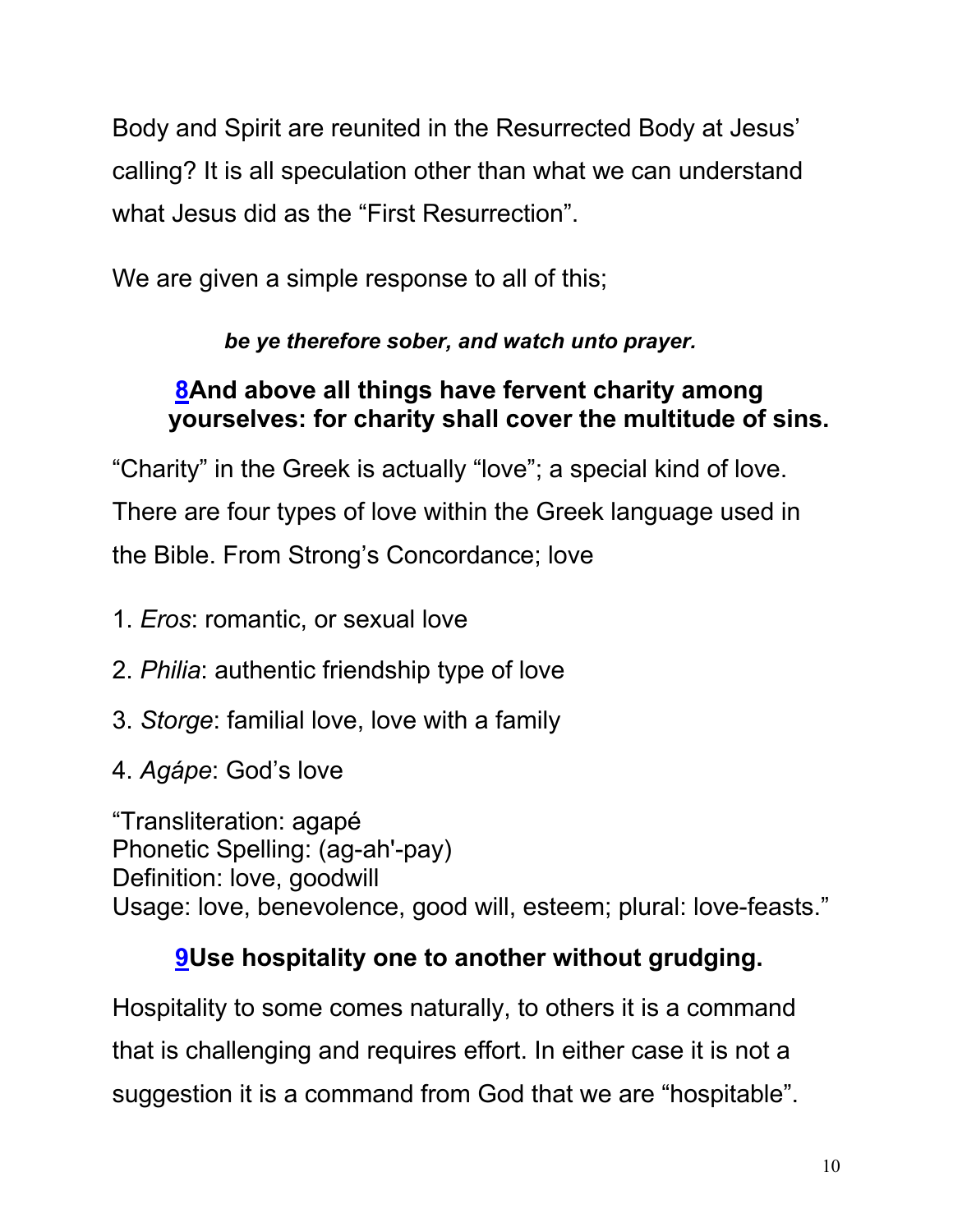Body and Spirit are reunited in the Resurrected Body at Jesus' calling? It is all speculation other than what we can understand what Jesus did as the "First Resurrection".

We are given a simple response to all of this;

***be ye therefore sober, and watch unto prayer.***

**8And above all things have fervent charity among yourselves: for charity shall cover the multitude of sins.**

"Charity" in the Greek is actually "love"; a special kind of love. There are four types of love within the Greek language used in the Bible. From Strong's Concordance; love

1. *Eros*: romantic, or sexual love
2. *Philia*: authentic friendship type of love
3. *Storge*: familial love, love with a family
4. *Agápe*: God's love

"Transliteration: agapé
Phonetic Spelling: (ag-ah'-pay)
Definition: love, goodwill
Usage: love, benevolence, good will, esteem; plural: love-feasts."

**9Use hospitality one to another without grudging.**

Hospitality to some comes naturally, to others it is a command that is challenging and requires effort. In either case it is not a suggestion it is a command from God that we are "hospitable".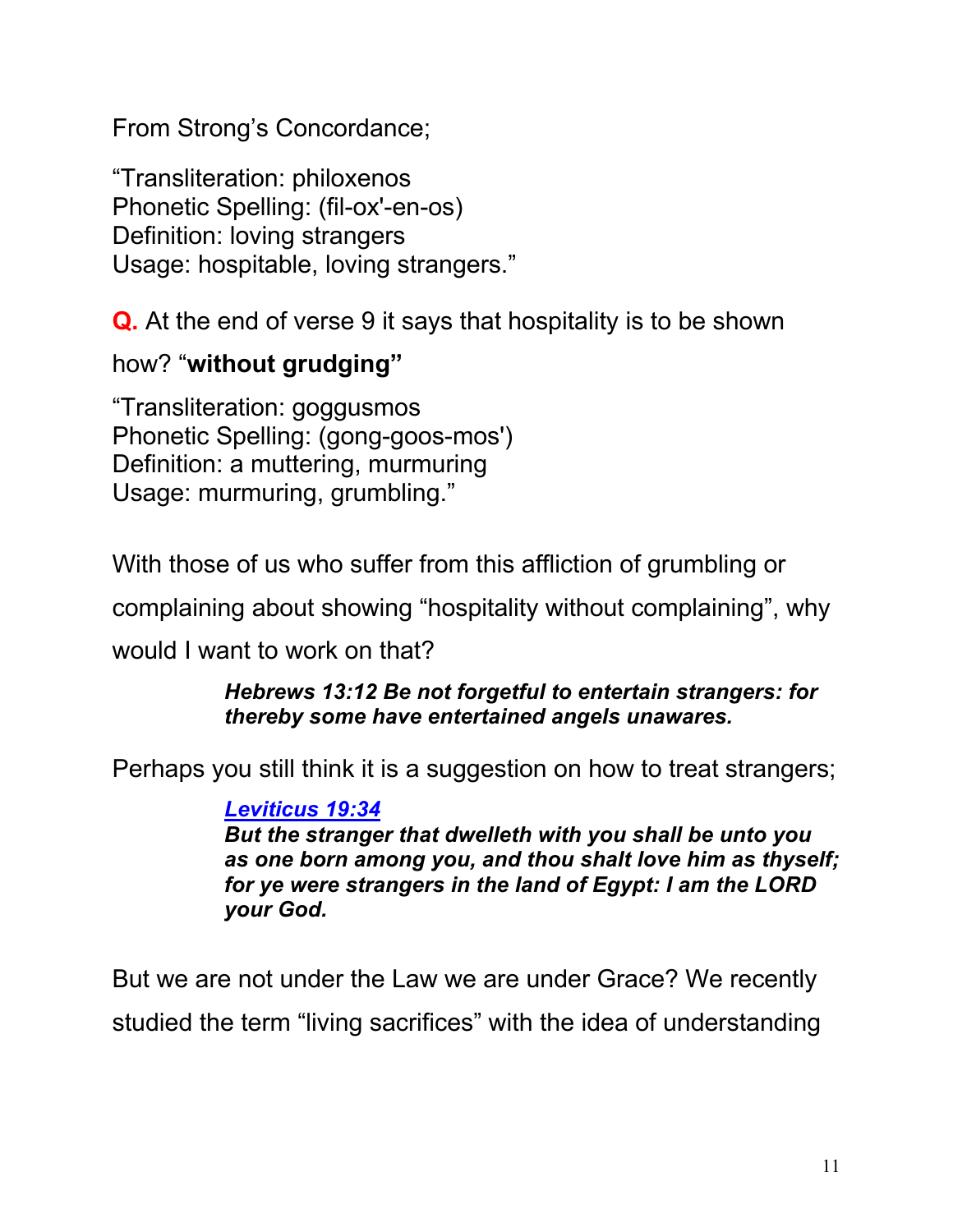From Strong's Concordance;

"Transliteration: philoxenos
Phonetic Spelling: (fil-ox'-en-os)
Definition: loving strangers
Usage: hospitable, loving strangers."

**Q.** At the end of verse 9 it says that hospitality is to be shown how? "**without grudging"**

"Transliteration: goggusmos
Phonetic Spelling: (gong-goos-mos')
Definition: a muttering, murmuring
Usage: murmuring, grumbling."

With those of us who suffer from this affliction of grumbling or complaining about showing "hospitality without complaining", why would I want to work on that?

> ***Hebrews 13:12 Be not forgetful to entertain strangers: for thereby some have entertained angels unawares.***

Perhaps you still think it is a suggestion on how to treat strangers;

> ***Leviticus 19:34***
> ***But the stranger that dwelleth with you shall be unto you as one born among you, and thou shalt love him as thyself; for ye were strangers in the land of Egypt: I am the LORD your God.***

But we are not under the Law we are under Grace? We recently studied the term "living sacrifices" with the idea of understanding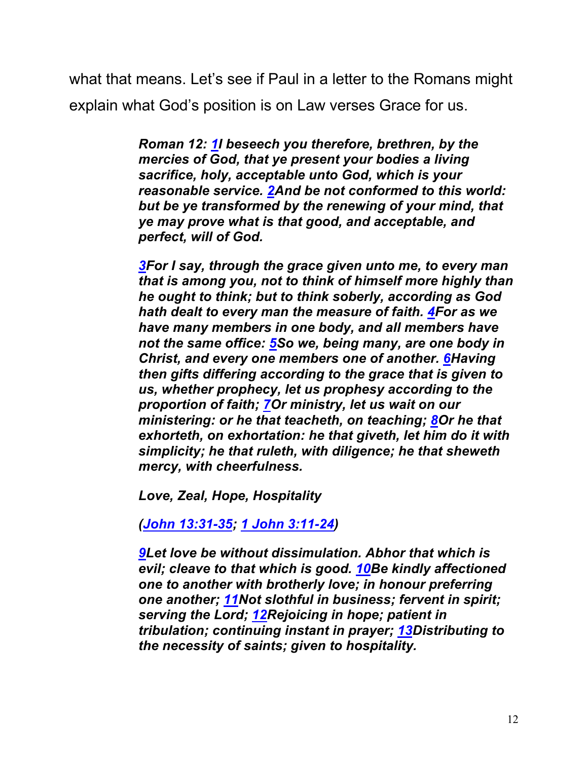what that means. Let's see if Paul in a letter to the Romans might explain what God's position is on Law verses Grace for us.

> ***Roman 12: 1I beseech you therefore, brethren, by the mercies of God, that ye present your bodies a living sacrifice, holy, acceptable unto God, which is your reasonable service. 2And be not conformed to this world: but be ye transformed by the renewing of your mind, that ye may prove what is that good, and acceptable, and perfect, will of God.***
>
> ***3For I say, through the grace given unto me, to every man that is among you, not to think of himself more highly than he ought to think; but to think soberly, according as God hath dealt to every man the measure of faith. 4For as we have many members in one body, and all members have not the same office: 5So we, being many, are one body in Christ, and every one members one of another. 6Having then gifts differing according to the grace that is given to us, whether prophecy, let us prophesy according to the proportion of faith; 7Or ministry, let us wait on our ministering: or he that teacheth, on teaching; 8Or he that exhorteth, on exhortation: he that giveth, let him do it with simplicity; he that ruleth, with diligence; he that sheweth mercy, with cheerfulness.***
>
> ***Love, Zeal, Hope, Hospitality***
>
> ***(John 13:31-35; 1 John 3:11-24)***
>
> ***9Let love be without dissimulation. Abhor that which is evil; cleave to that which is good. 10Be kindly affectioned one to another with brotherly love; in honour preferring one another; 11Not slothful in business; fervent in spirit; serving the Lord; 12Rejoicing in hope; patient in tribulation; continuing instant in prayer; 13Distributing to the necessity of saints; given to hospitality.***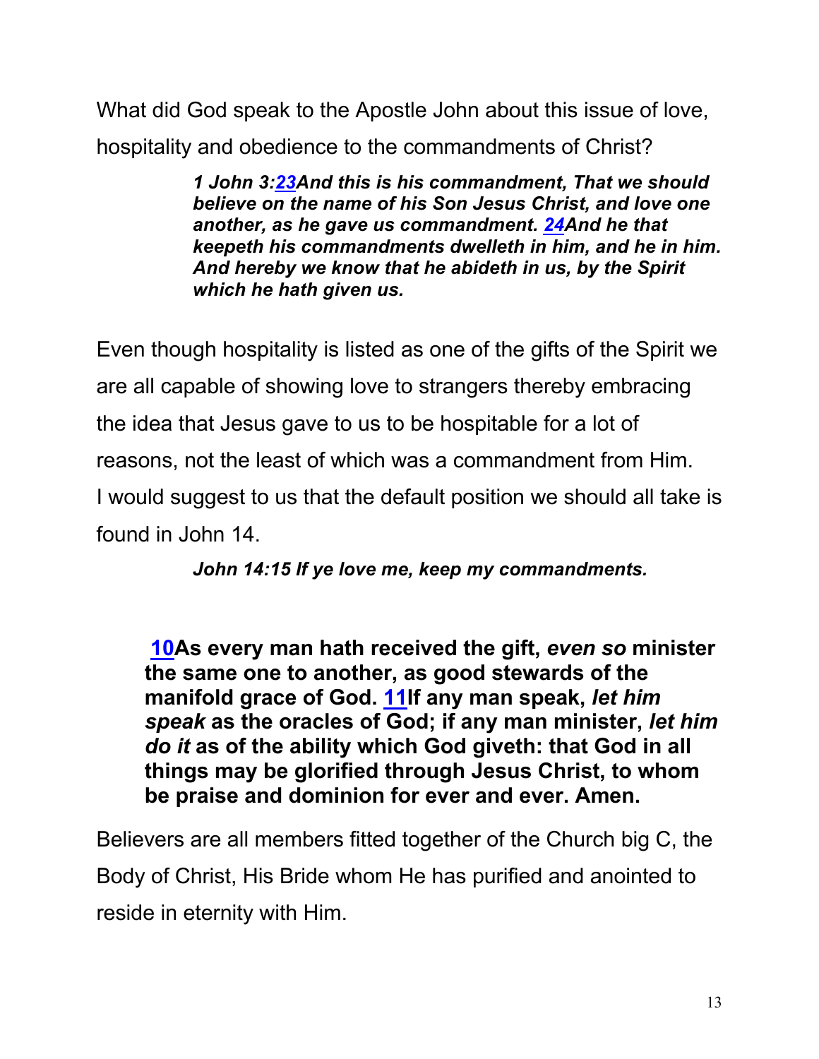What did God speak to the Apostle John about this issue of love, hospitality and obedience to the commandments of Christ?

> ***1 John 3:23And this is his commandment, That we should believe on the name of his Son Jesus Christ, and love one another, as he gave us commandment. 24And he that keepeth his commandments dwelleth in him, and he in him. And hereby we know that he abideth in us, by the Spirit which he hath given us.***

Even though hospitality is listed as one of the gifts of the Spirit we are all capable of showing love to strangers thereby embracing the idea that Jesus gave to us to be hospitable for a lot of reasons, not the least of which was a commandment from Him. I would suggest to us that the default position we should all take is found in John 14.

> ***John 14:15 If ye love me, keep my commandments.***

> **10As every man hath received the gift, *even so* minister the same one to another, as good stewards of the manifold grace of God. 11If any man speak, *let him speak* as the oracles of God; if any man minister, *let him do it* as of the ability which God giveth: that God in all things may be glorified through Jesus Christ, to whom be praise and dominion for ever and ever. Amen.**

Believers are all members fitted together of the Church big C, the Body of Christ, His Bride whom He has purified and anointed to reside in eternity with Him.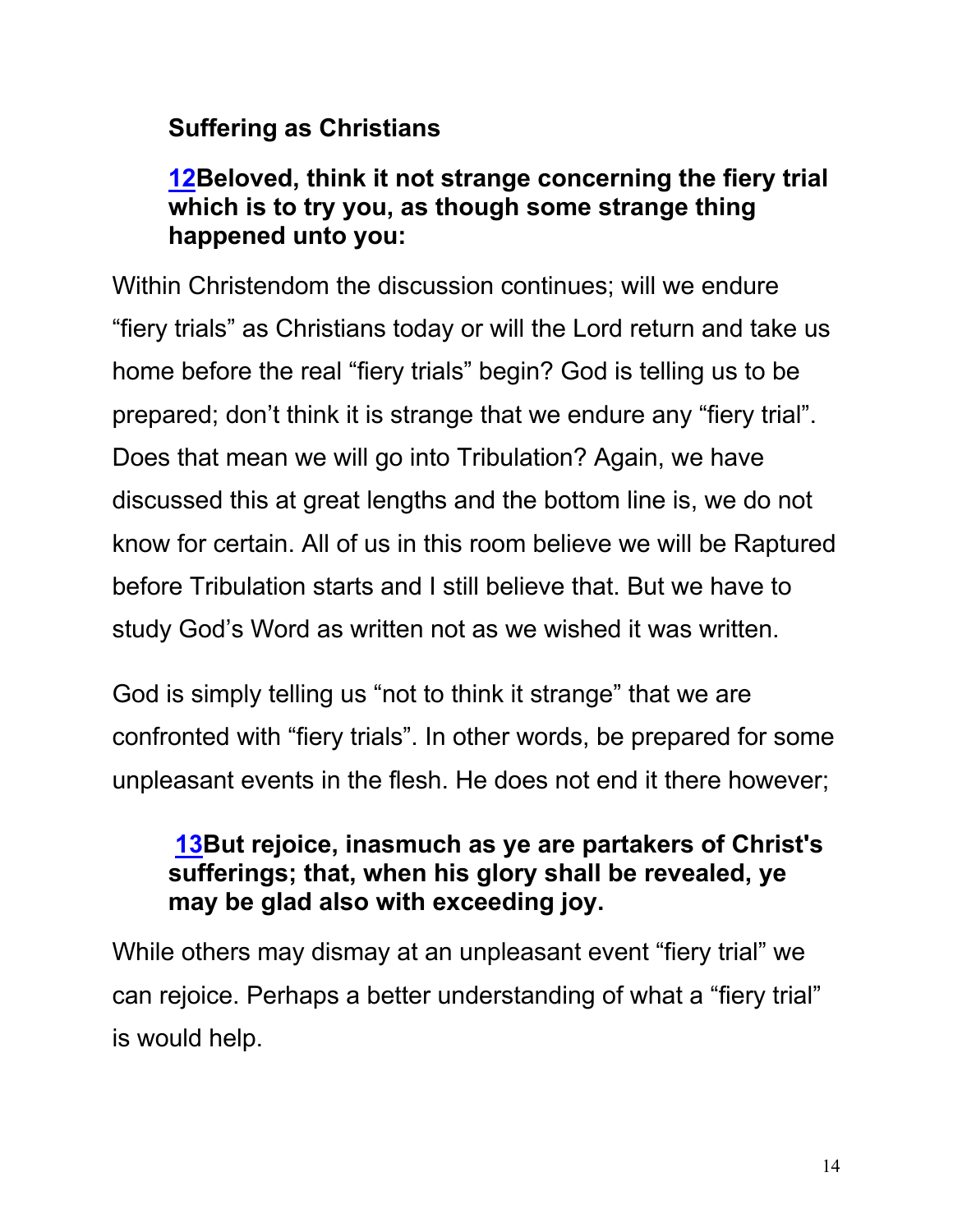**Suffering as Christians**

> **12Beloved, think it not strange concerning the fiery trial which is to try you, as though some strange thing happened unto you:**

Within Christendom the discussion continues; will we endure "fiery trials" as Christians today or will the Lord return and take us home before the real "fiery trials" begin? God is telling us to be prepared; don't think it is strange that we endure any "fiery trial". Does that mean we will go into Tribulation? Again, we have discussed this at great lengths and the bottom line is, we do not know for certain. All of us in this room believe we will be Raptured before Tribulation starts and I still believe that. But we have to study God's Word as written not as we wished it was written.

God is simply telling us "not to think it strange" that we are confronted with "fiery trials". In other words, be prepared for some unpleasant events in the flesh. He does not end it there however;

> **13But rejoice, inasmuch as ye are partakers of Christ's sufferings; that, when his glory shall be revealed, ye may be glad also with exceeding joy.**

While others may dismay at an unpleasant event "fiery trial" we can rejoice. Perhaps a better understanding of what a "fiery trial" is would help.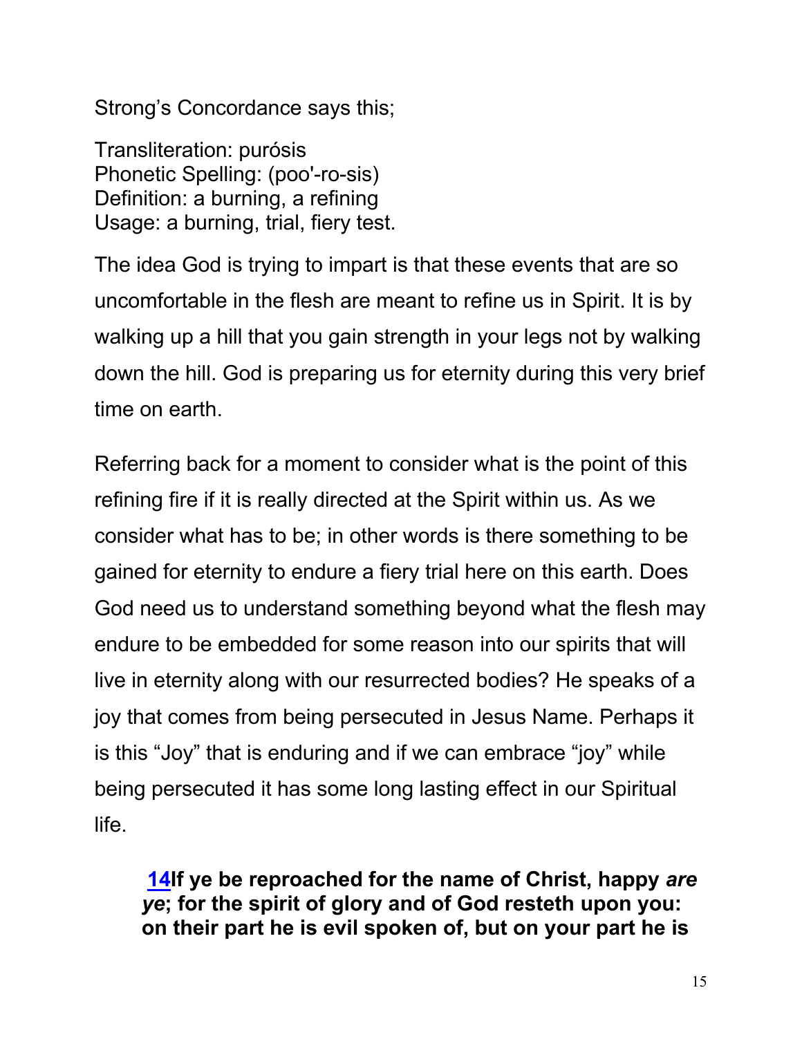Strong’s Concordance says this;

Transliteration: purósis
Phonetic Spelling: (poo'-ro-sis)
Definition: a burning, a refining
Usage: a burning, trial, fiery test.

The idea God is trying to impart is that these events that are so uncomfortable in the flesh are meant to refine us in Spirit. It is by walking up a hill that you gain strength in your legs not by walking down the hill. God is preparing us for eternity during this very brief time on earth.

Referring back for a moment to consider what is the point of this refining fire if it is really directed at the Spirit within us. As we consider what has to be; in other words is there something to be gained for eternity to endure a fiery trial here on this earth. Does God need us to understand something beyond what the flesh may endure to be embedded for some reason into our spirits that will live in eternity along with our resurrected bodies? He speaks of a joy that comes from being persecuted in Jesus Name. Perhaps it is this “Joy” that is enduring and if we can embrace “joy” while being persecuted it has some long lasting effect in our Spiritual life.

> **14If ye be reproached for the name of Christ, happy *are ye*; for the spirit of glory and of God resteth upon you: on their part he is evil spoken of, but on your part he is**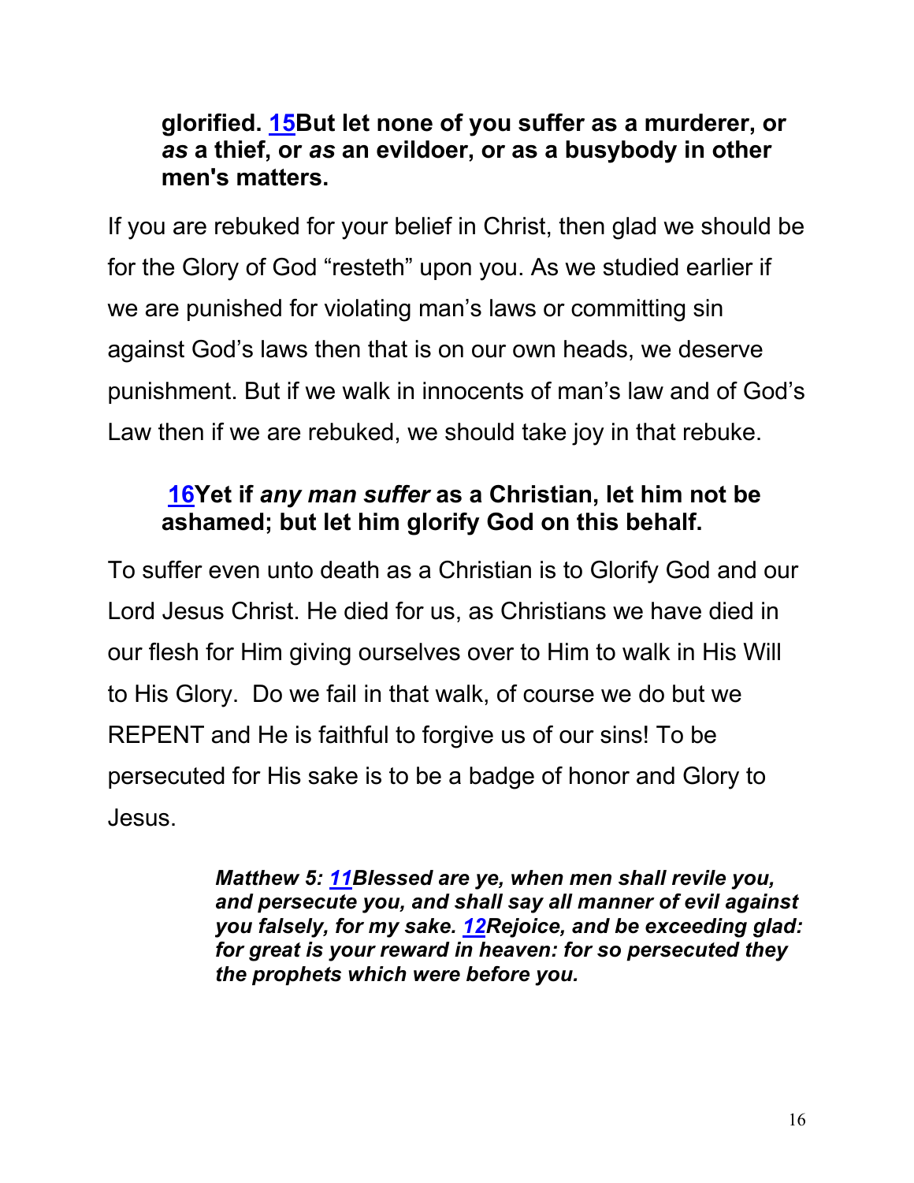**glorified. 15But let none of you suffer as a murderer, or *as* a thief, or *as* an evildoer, or as a busybody in other men's matters.**

If you are rebuked for your belief in Christ, then glad we should be for the Glory of God “resteth” upon you. As we studied earlier if we are punished for violating man’s laws or committing sin against God’s laws then that is on our own heads, we deserve punishment. But if we walk in innocents of man’s law and of God’s Law then if we are rebuked, we should take joy in that rebuke.

**16Yet if *any man suffer* as a Christian, let him not be ashamed; but let him glorify God on this behalf.**

To suffer even unto death as a Christian is to Glorify God and our Lord Jesus Christ. He died for us, as Christians we have died in our flesh for Him giving ourselves over to Him to walk in His Will to His Glory. Do we fail in that walk, of course we do but we REPENT and He is faithful to forgive us of our sins! To be persecuted for His sake is to be a badge of honor and Glory to Jesus.

> ***Matthew 5: 11Blessed are ye, when men shall revile you, and persecute you, and shall say all manner of evil against you falsely, for my sake. 12Rejoice, and be exceeding glad: for great is your reward in heaven: for so persecuted they the prophets which were before you.***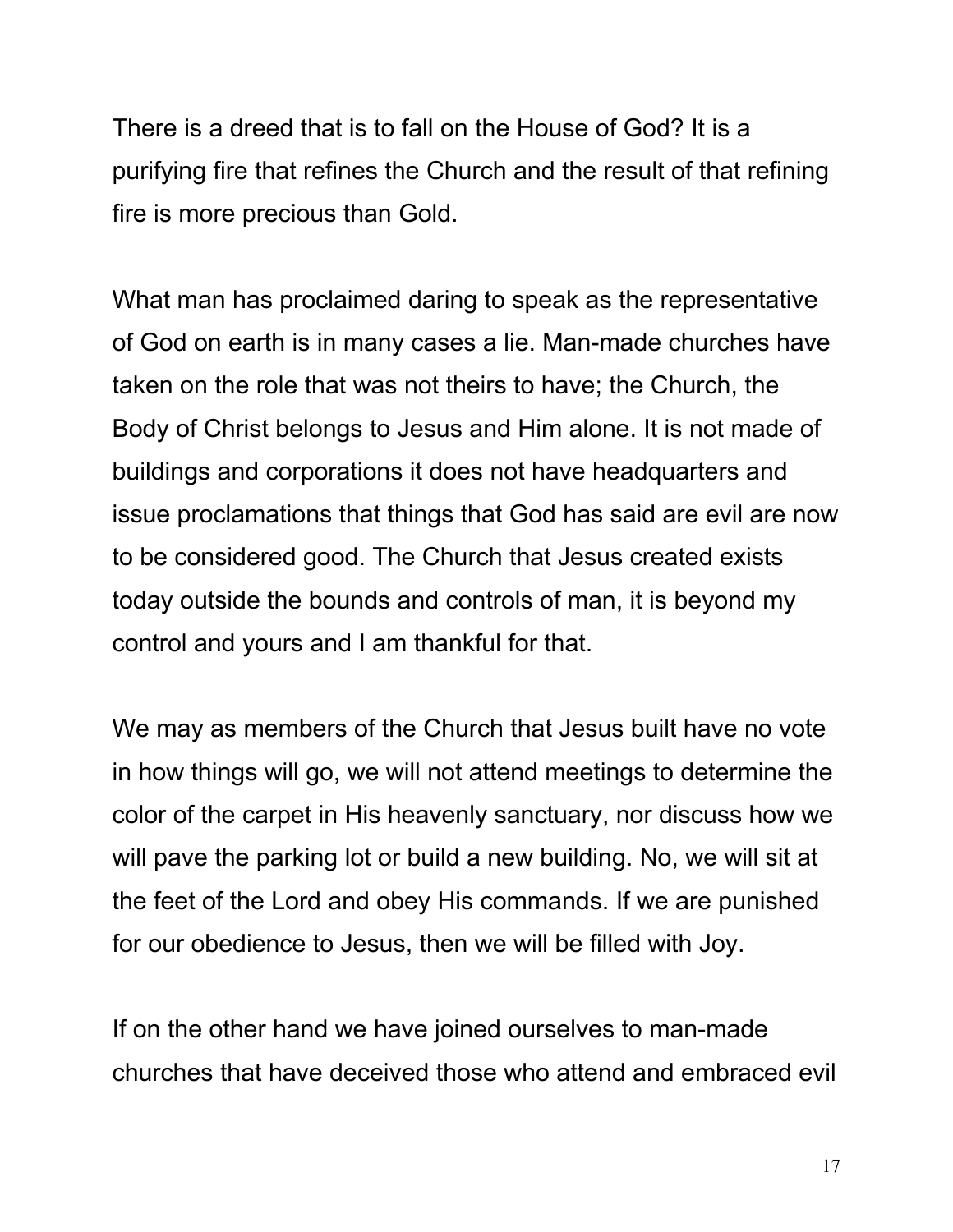There is a dreed that is to fall on the House of God? It is a purifying fire that refines the Church and the result of that refining fire is more precious than Gold.

What man has proclaimed daring to speak as the representative of God on earth is in many cases a lie. Man-made churches have taken on the role that was not theirs to have; the Church, the Body of Christ belongs to Jesus and Him alone. It is not made of buildings and corporations it does not have headquarters and issue proclamations that things that God has said are evil are now to be considered good. The Church that Jesus created exists today outside the bounds and controls of man, it is beyond my control and yours and I am thankful for that.

We may as members of the Church that Jesus built have no vote in how things will go, we will not attend meetings to determine the color of the carpet in His heavenly sanctuary, nor discuss how we will pave the parking lot or build a new building. No, we will sit at the feet of the Lord and obey His commands. If we are punished for our obedience to Jesus, then we will be filled with Joy.

If on the other hand we have joined ourselves to man-made churches that have deceived those who attend and embraced evil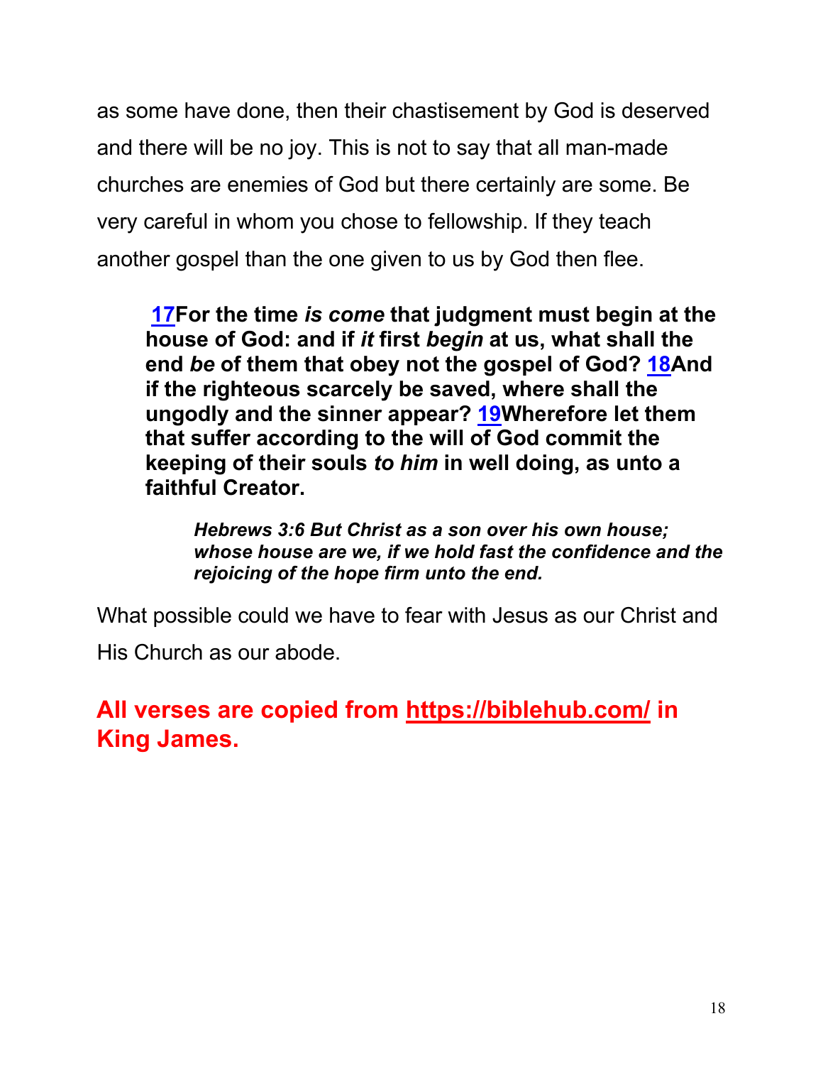as some have done, then their chastisement by God is deserved and there will be no joy. This is not to say that all man-made churches are enemies of God but there certainly are some. Be very careful in whom you chose to fellowship. If they teach another gospel than the one given to us by God then flee.

> **17For the time *is come* that judgment must begin at the house of God: and if *it* first *begin* at us, what shall the end *be* of them that obey not the gospel of God? 18And if the righteous scarcely be saved, where shall the ungodly and the sinner appear? 19Wherefore let them that suffer according to the will of God commit the keeping of their souls *to him* in well doing, as unto a faithful Creator.**
>
> > ***Hebrews 3:6 But Christ as a son over his own house; whose house are we, if we hold fast the confidence and the rejoicing of the hope firm unto the end.***

What possible could we have to fear with Jesus as our Christ and His Church as our abode.

**All verses are copied from https://biblehub.com/ in King James.**